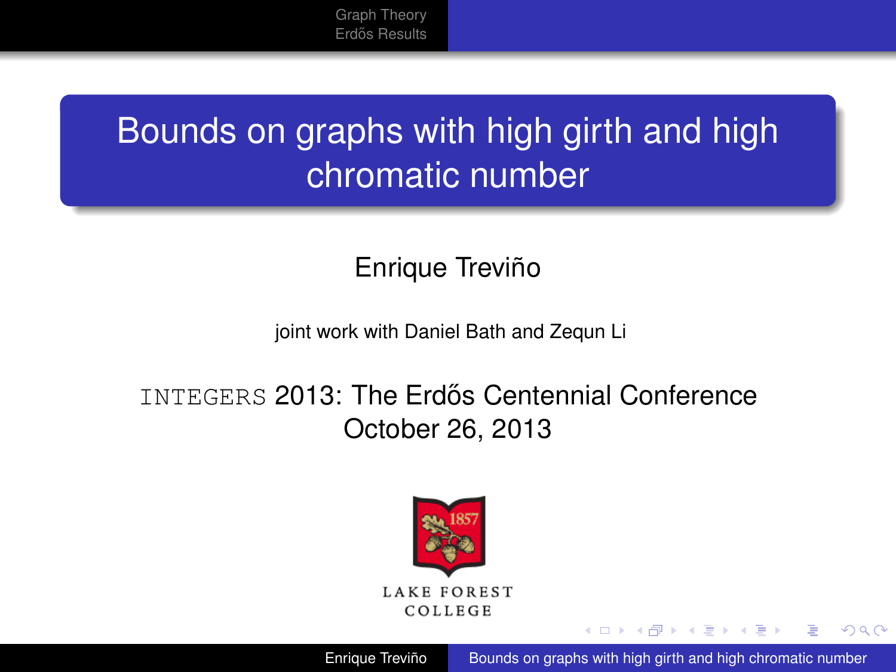# Bounds on graphs with high girth and high chromatic number

Enrique Treviño

joint work with Daniel Bath and Zequn Li

INTEGERS 2013: The Erdős Centennial Conference
October 26, 2013

LAKE FOREST COLLEGE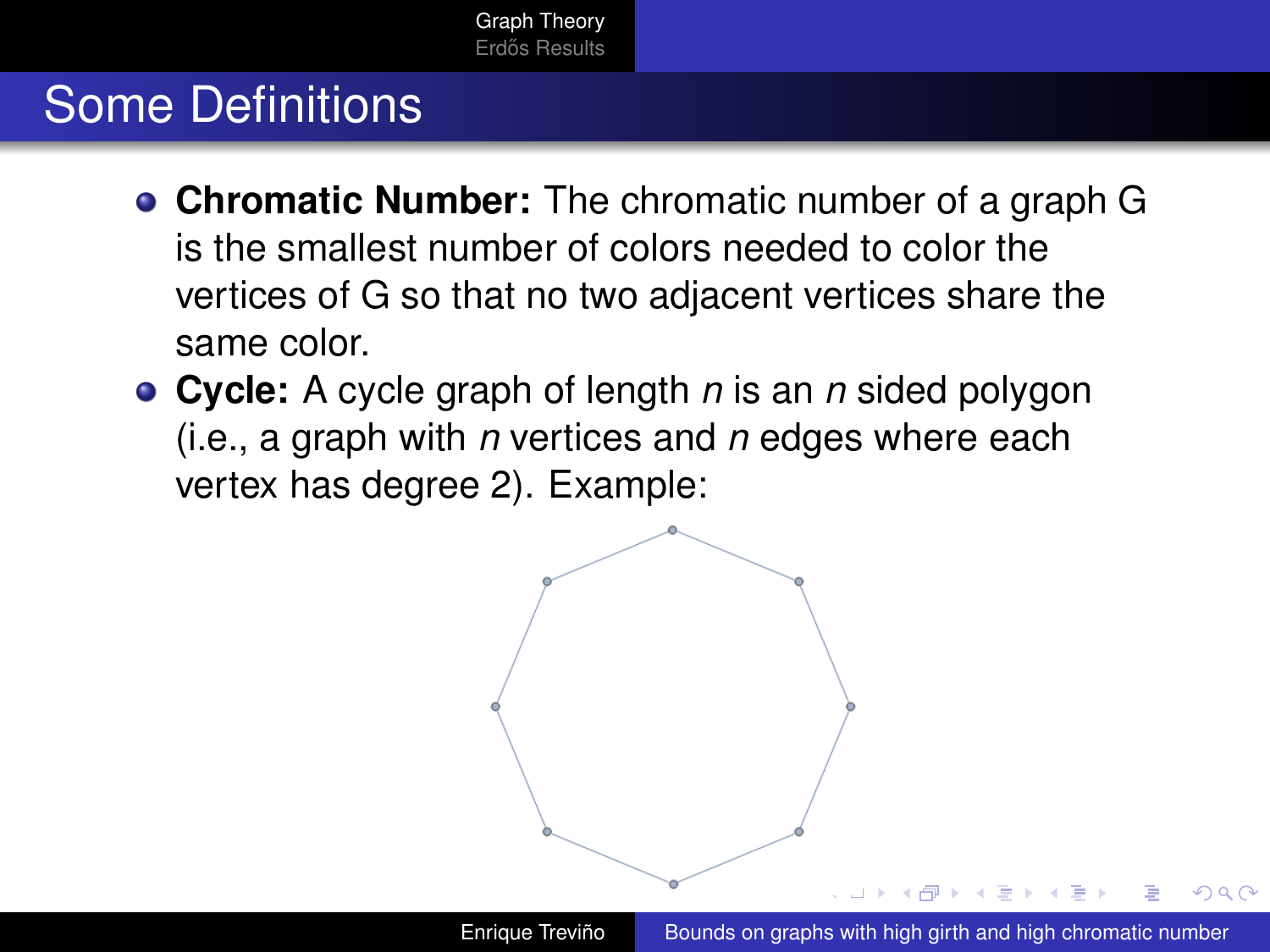# Some Definitions

- **Chromatic Number:** The chromatic number of a graph G is the smallest number of colors needed to color the vertices of G so that no two adjacent vertices share the same color.
- **Cycle:** A cycle graph of length $n$ is an $n$ sided polygon (i.e., a graph with $n$ vertices and $n$ edges where each vertex has degree 2). Example: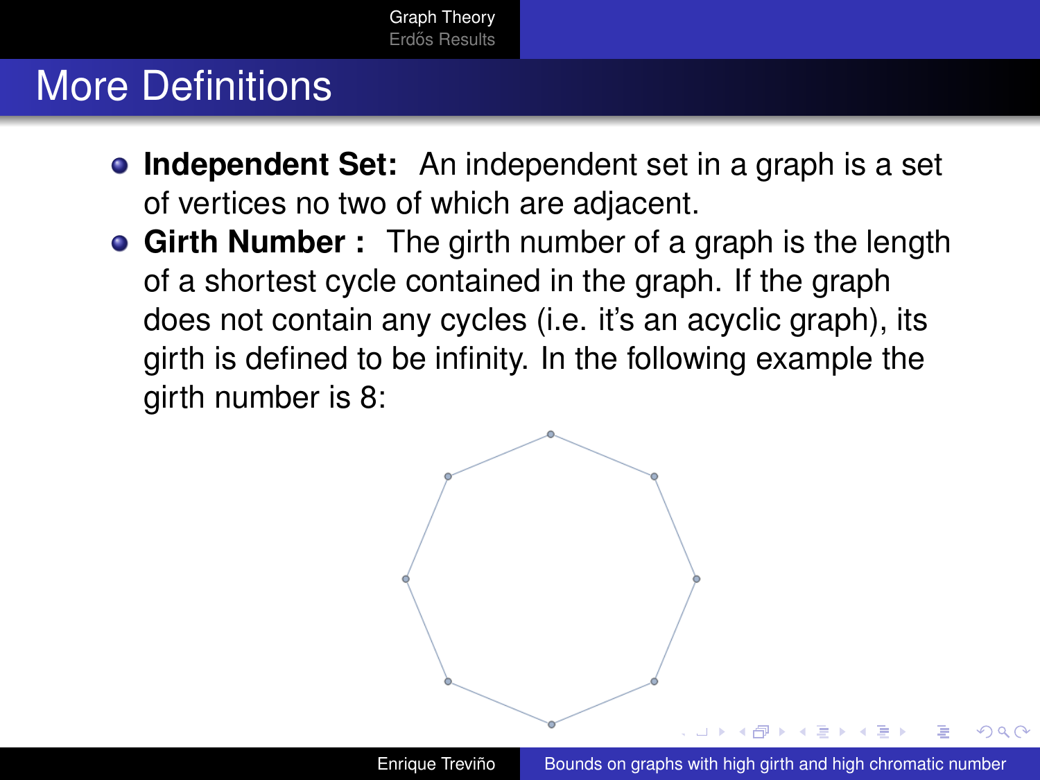# More Definitions

- **Independent Set:** An independent set in a graph is a set of vertices no two of which are adjacent.
- **Girth Number :** The girth number of a graph is the length of a shortest cycle contained in the graph. If the graph does not contain any cycles (i.e. it's an acyclic graph), its girth is defined to be infinity. In the following example the girth number is 8: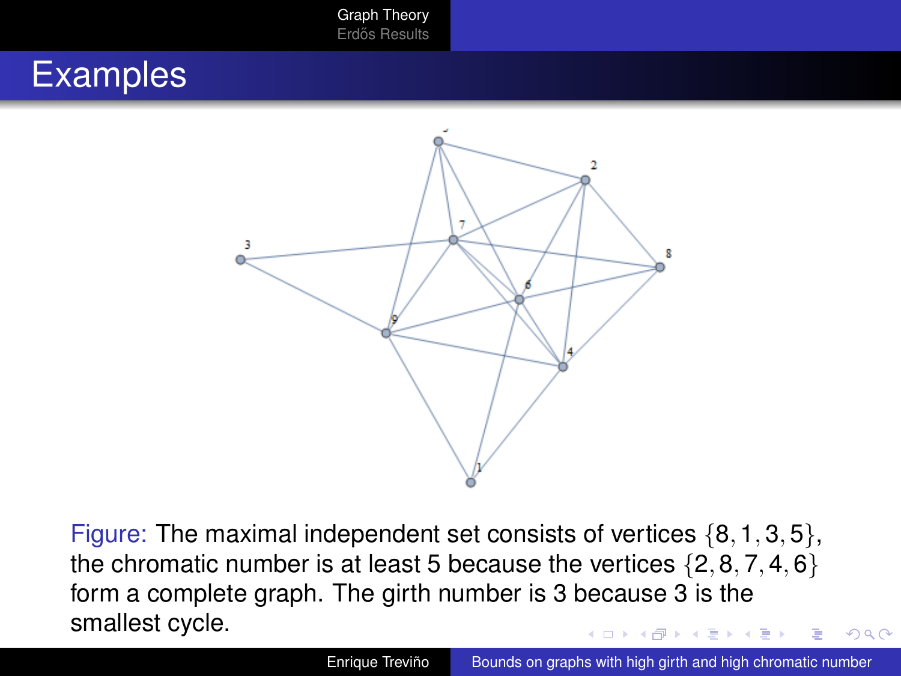# Examples

Figure: The maximal independent set consists of vertices $\{8, 1, 3, 5\}$, the chromatic number is at least 5 because the vertices $\{2, 8, 7, 4, 6\}$ form a complete graph. The girth number is 3 because 3 is the smallest cycle.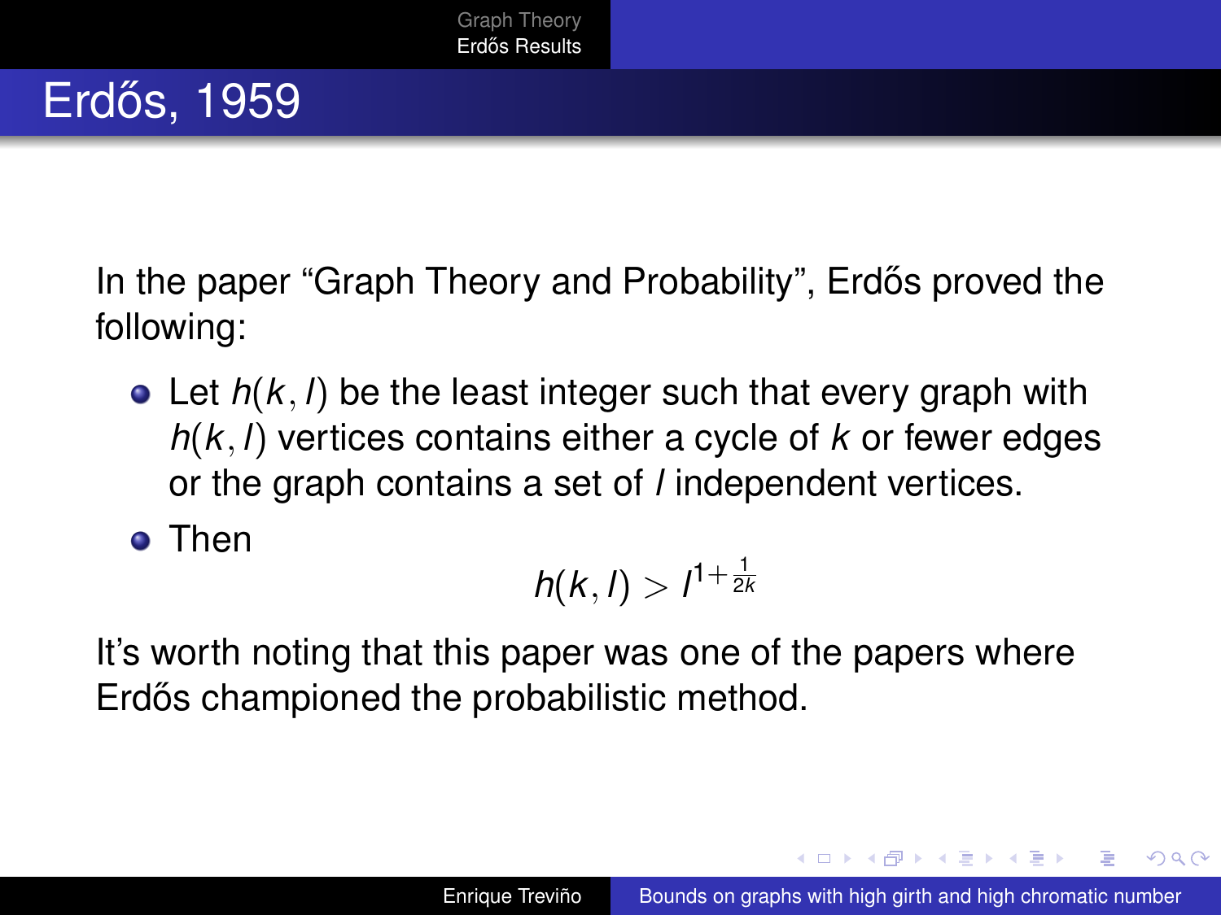# Erdős, 1959

In the paper "Graph Theory and Probability", Erdős proved the following:

- Let $h(k,l)$ be the least integer such that every graph with $h(k,l)$ vertices contains either a cycle of $k$ or fewer edges or the graph contains a set of $l$ independent vertices.
- Then
$$h(k,l) > l^{1+\frac{1}{2k}}$$

It's worth noting that this paper was one of the papers where Erdős championed the probabilistic method.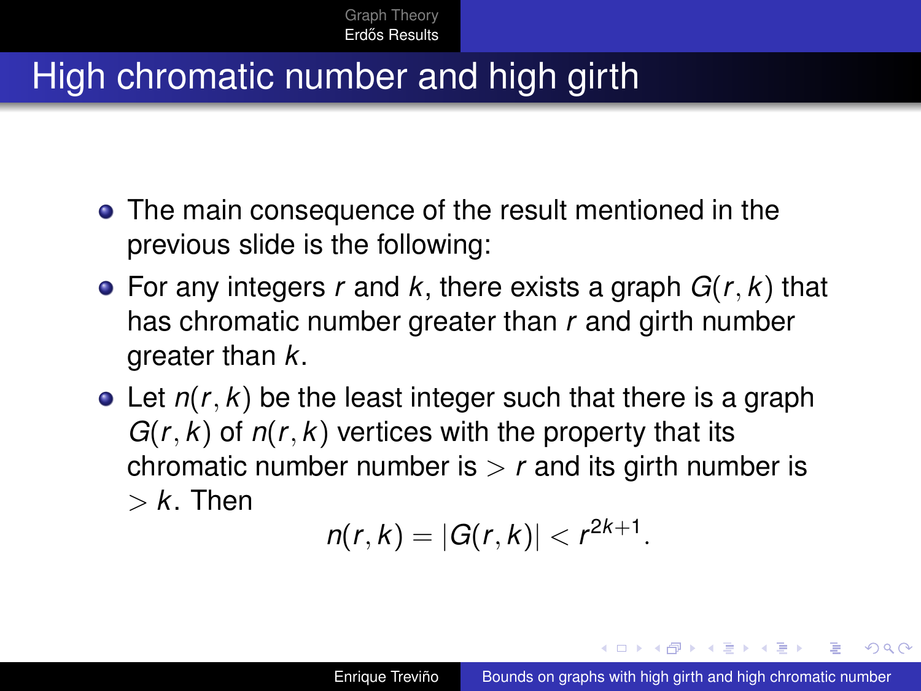# High chromatic number and high girth

- The main consequence of the result mentioned in the previous slide is the following:
- For any integers $r$ and $k$, there exists a graph $G(r,k)$ that has chromatic number greater than $r$ and girth number greater than $k$.
- Let $n(r,k)$ be the least integer such that there is a graph $G(r,k)$ of $n(r,k)$ vertices with the property that its chromatic number number is $> r$ and its girth number is $> k$. Then

$$n(r,k) = |G(r,k)| < r^{2k+1}.$$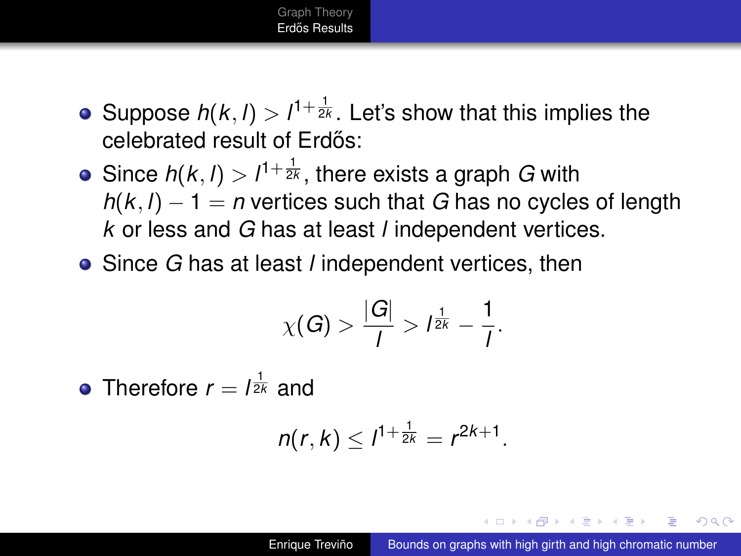- Suppose $h(k,l) > l^{1+\frac{1}{2k}}$. Let's show that this implies the celebrated result of Erdős:
- Since $h(k,l) > l^{1+\frac{1}{2k}}$, there exists a graph $G$ with $h(k,l) - 1 = n$ vertices such that $G$ has no cycles of length $k$ or less and $G$ has at least $l$ independent vertices.
- Since $G$ has at least $l$ independent vertices, then

$$\chi(G) > \frac{|G|}{l} > l^{\frac{1}{2k}} - \frac{1}{l}.$$

- Therefore $r = l^{\frac{1}{2k}}$ and

$$n(r,k) \leq l^{1+\frac{1}{2k}} = r^{2k+1}.$$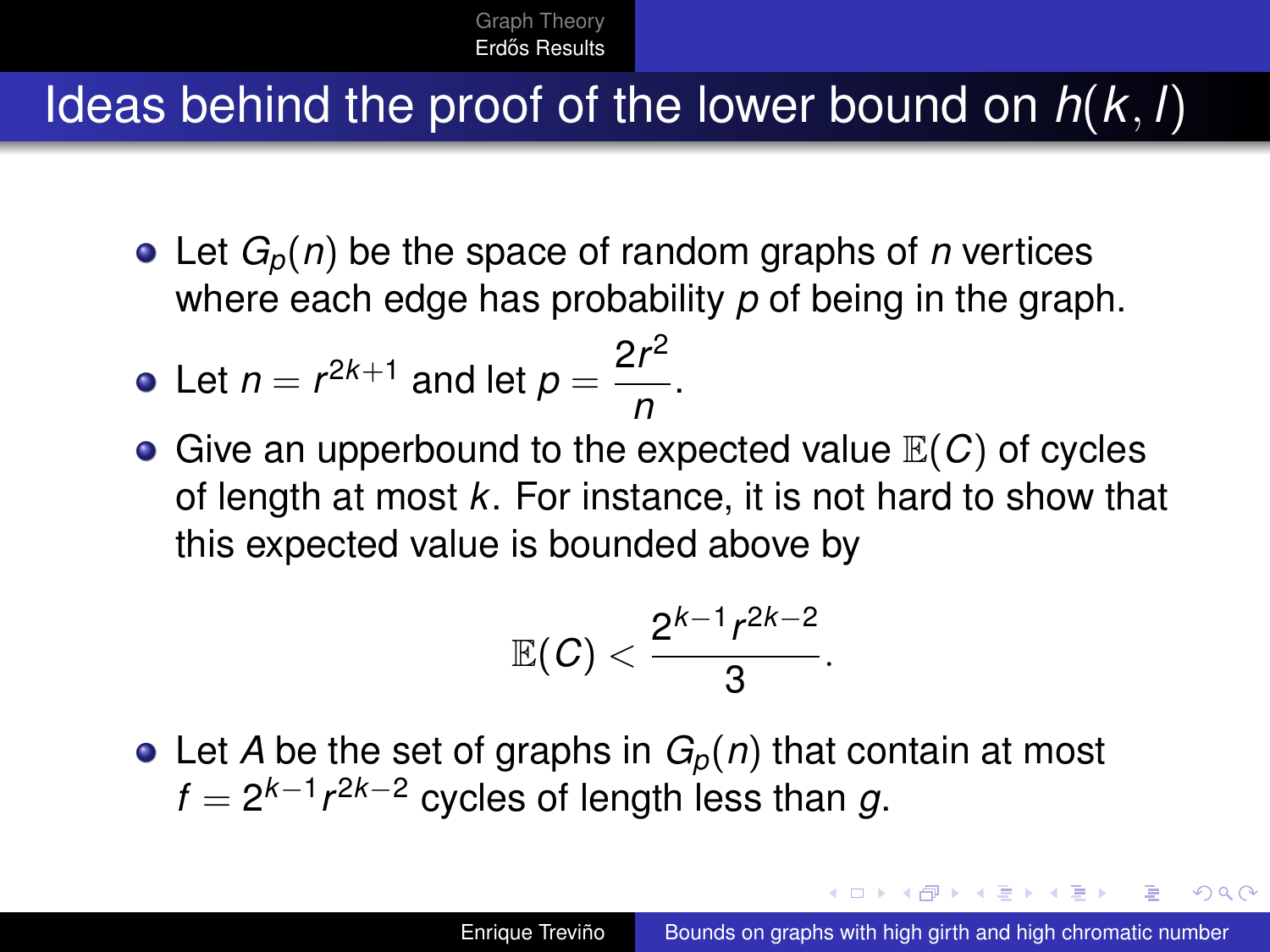# Ideas behind the proof of the lower bound on $h(k, l)$

- Let $G_p(n)$ be the space of random graphs of $n$ vertices where each edge has probability $p$ of being in the graph.
- Let $n = r^{2k+1}$ and let $p = \frac{2r^2}{n}$.
- Give an upperbound to the expected value $\mathbb{E}(C)$ of cycles of length at most $k$. For instance, it is not hard to show that this expected value is bounded above by

$$\mathbb{E}(C) < \frac{2^{k-1} r^{2k-2}}{3}.$$

- Let $A$ be the set of graphs in $G_p(n)$ that contain at most $f = 2^{k-1} r^{2k-2}$ cycles of length less than $g$.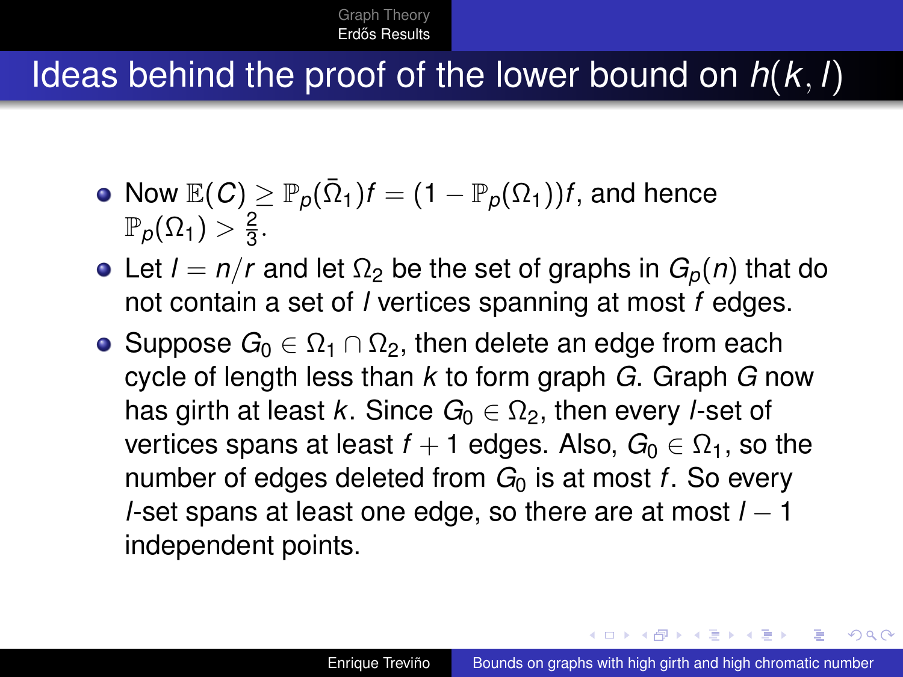# Ideas behind the proof of the lower bound on $h(k, l)$

- Now $\mathbb{E}(C) \geq \mathbb{P}_p(\bar{\Omega}_1)f = (1 - \mathbb{P}_p(\Omega_1))f$, and hence $\mathbb{P}_p(\Omega_1) > \frac{2}{3}$.
- Let $l = n/r$ and let $\Omega_2$ be the set of graphs in $G_p(n)$ that do not contain a set of $l$ vertices spanning at most $f$ edges.
- Suppose $G_0 \in \Omega_1 \cap \Omega_2$, then delete an edge from each cycle of length less than $k$ to form graph $G$. Graph $G$ now has girth at least $k$. Since $G_0 \in \Omega_2$, then every $l$-set of vertices spans at least $f + 1$ edges. Also, $G_0 \in \Omega_1$, so the number of edges deleted from $G_0$ is at most $f$. So every $l$-set spans at least one edge, so there are at most $l - 1$ independent points.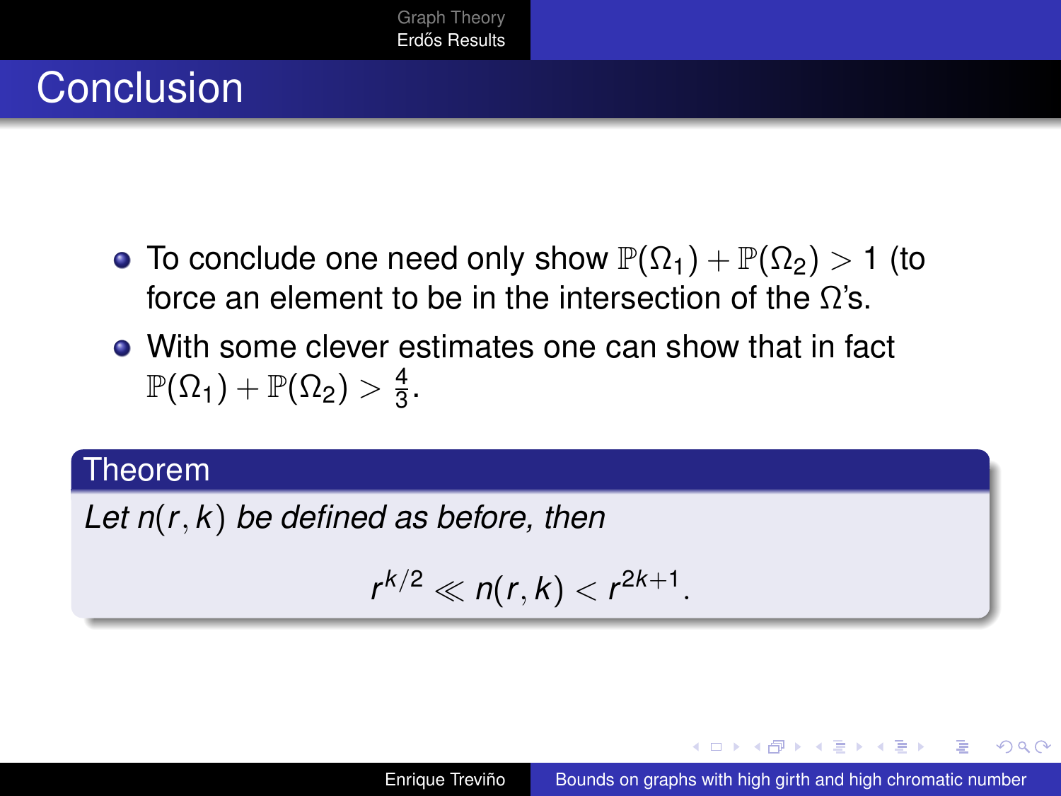# Conclusion

- To conclude one need only show $\mathbb{P}(\Omega_1) + \mathbb{P}(\Omega_2) > 1$ (to force an element to be in the intersection of the $\Omega$'s.
- With some clever estimates one can show that in fact $\mathbb{P}(\Omega_1) + \mathbb{P}(\Omega_2) > \frac{4}{3}$.

**Theorem**

*Let $n(r, k)$ be defined as before, then*

$$r^{k/2} \ll n(r, k) < r^{2k+1}.$$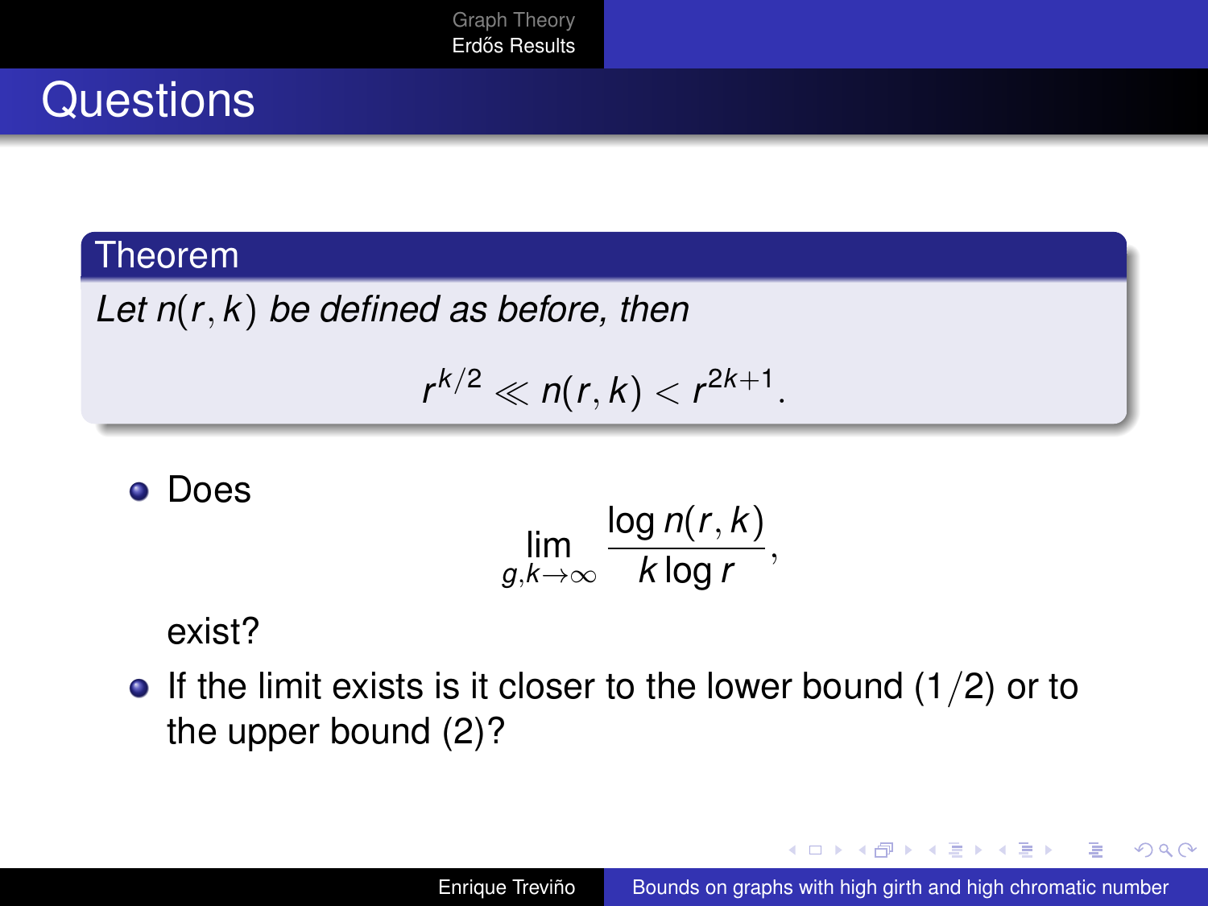# Questions

**Theorem**

*Let $n(r,k)$ be defined as before, then*

$$r^{k/2} \ll n(r,k) < r^{2k+1}.$$

- Does
$$\lim_{g,k\to\infty} \frac{\log n(r,k)}{k \log r},$$
exist?
- If the limit exists is it closer to the lower bound $(1/2)$ or to the upper bound $(2)$?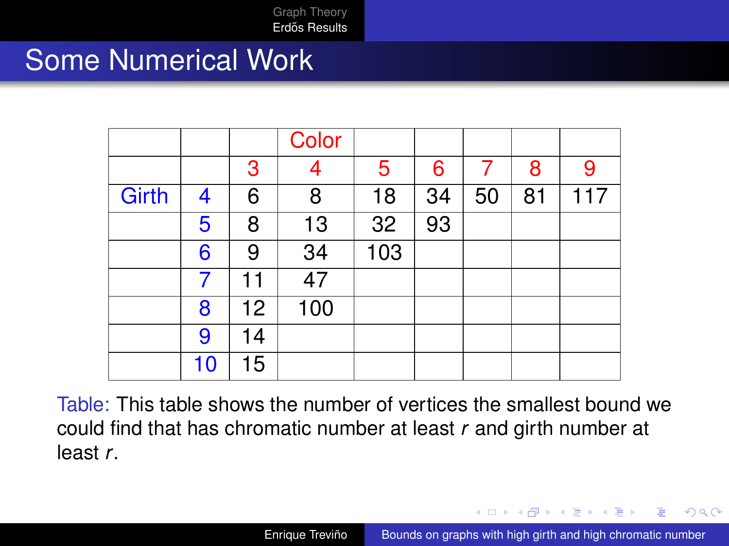## Some Numerical Work

| | | | Color | | | | | |
|---|---|---|---|---|---|---|---|---|
| | | 3 | 4 | 5 | 6 | 7 | 8 | 9 |
| Girth | 4 | 6 | 8 | 18 | 34 | 50 | 81 | 117 |
| | 5 | 8 | 13 | 32 | 93 | | | |
| | 6 | 9 | 34 | 103 | | | | |
| | 7 | 11 | 47 | | | | | |
| | 8 | 12 | 100 | | | | | |
| | 9 | 14 | | | | | | |
| | 10 | 15 | | | | | | |

Table: This table shows the number of vertices the smallest bound we could find that has chromatic number at least $r$ and girth number at least $r$.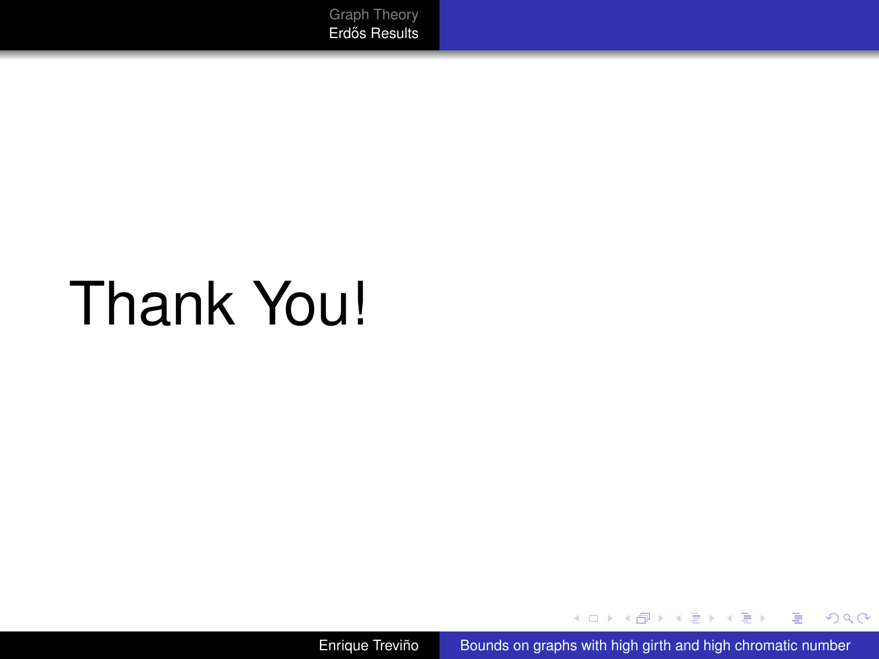# Thank You!